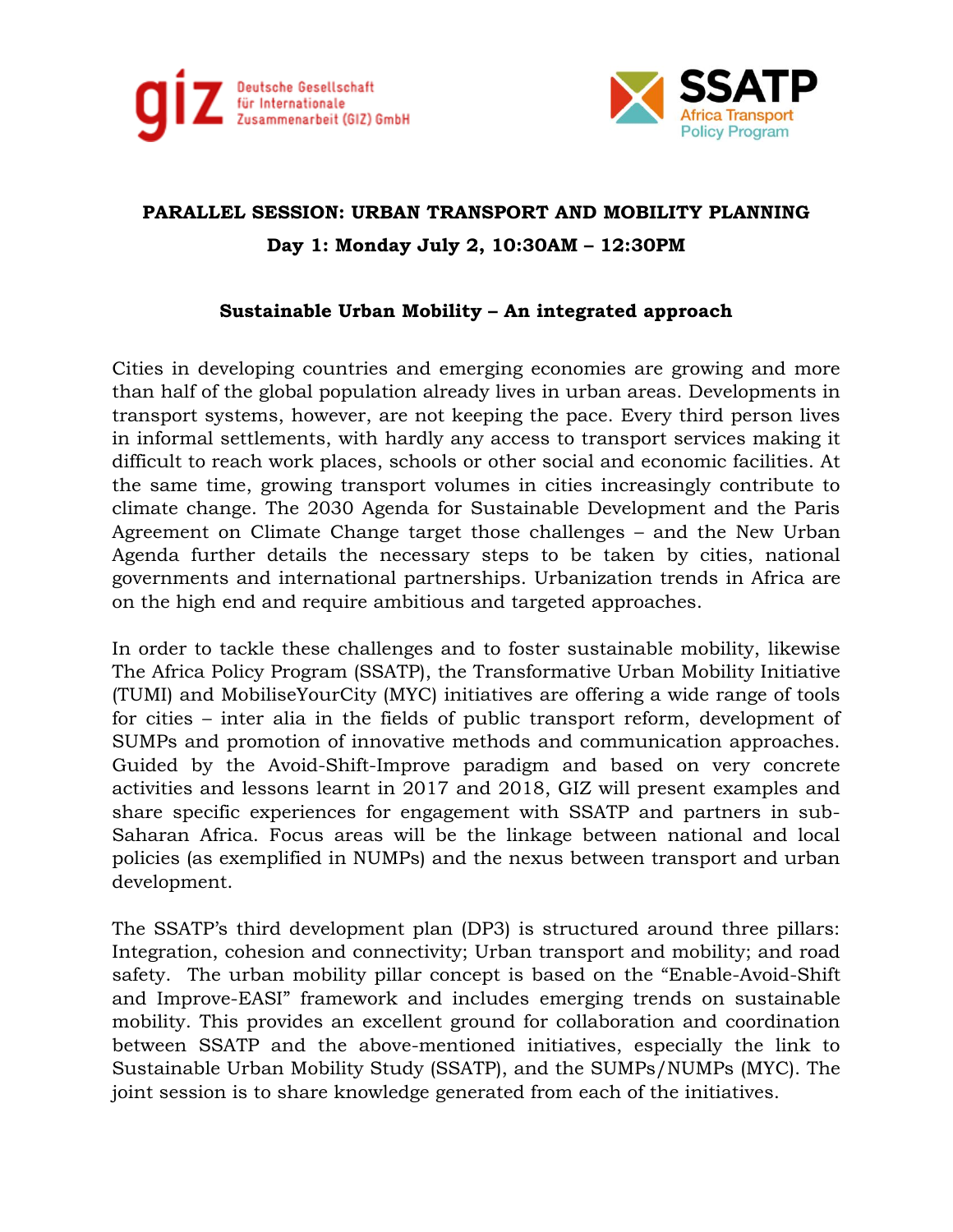Deutsche Gesellschaft für Internationale Zusammenarbeit (GIZ) GmbH

SSATP Africa Transport Policy Program

**PARALLEL SESSION: URBAN TRANSPORT AND MOBILITY PLANNING**

**Day 1: Monday July 2, 10:30AM – 12:30PM**

**Sustainable Urban Mobility – An integrated approach**

Cities in developing countries and emerging economies are growing and more than half of the global population already lives in urban areas. Developments in transport systems, however, are not keeping the pace. Every third person lives in informal settlements, with hardly any access to transport services making it difficult to reach work places, schools or other social and economic facilities. At the same time, growing transport volumes in cities increasingly contribute to climate change. The 2030 Agenda for Sustainable Development and the Paris Agreement on Climate Change target those challenges – and the New Urban Agenda further details the necessary steps to be taken by cities, national governments and international partnerships. Urbanization trends in Africa are on the high end and require ambitious and targeted approaches.

In order to tackle these challenges and to foster sustainable mobility, likewise The Africa Policy Program (SSATP), the Transformative Urban Mobility Initiative (TUMI) and MobiliseYourCity (MYC) initiatives are offering a wide range of tools for cities – inter alia in the fields of public transport reform, development of SUMPs and promotion of innovative methods and communication approaches. Guided by the Avoid-Shift-Improve paradigm and based on very concrete activities and lessons learnt in 2017 and 2018, GIZ will present examples and share specific experiences for engagement with SSATP and partners in sub-Saharan Africa. Focus areas will be the linkage between national and local policies (as exemplified in NUMPs) and the nexus between transport and urban development.

The SSATP's third development plan (DP3) is structured around three pillars: Integration, cohesion and connectivity; Urban transport and mobility; and road safety. The urban mobility pillar concept is based on the "Enable-Avoid-Shift and Improve-EASI" framework and includes emerging trends on sustainable mobility. This provides an excellent ground for collaboration and coordination between SSATP and the above-mentioned initiatives, especially the link to Sustainable Urban Mobility Study (SSATP), and the SUMPs/NUMPs (MYC). The joint session is to share knowledge generated from each of the initiatives.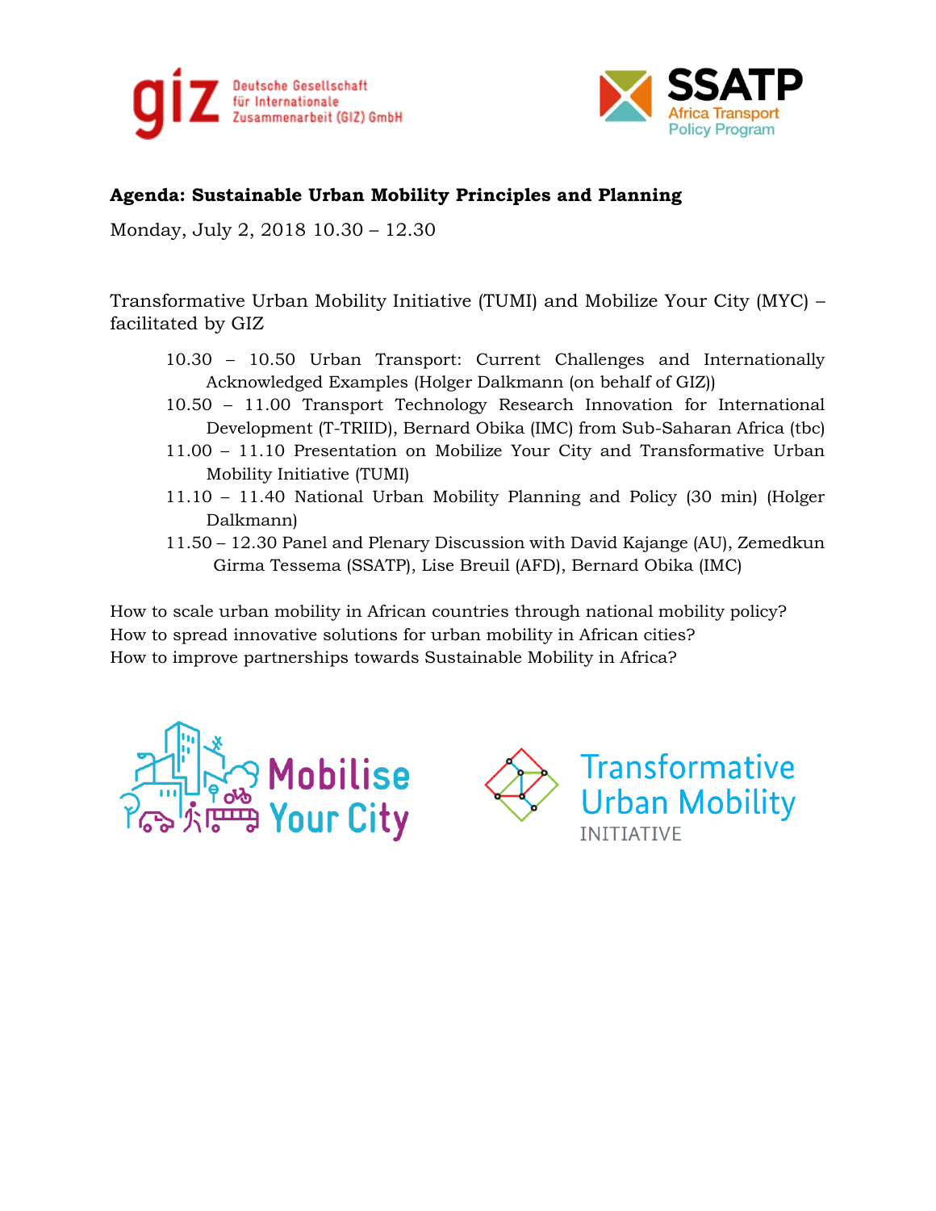**Agenda: Sustainable Urban Mobility Principles and Planning**

Monday, July 2, 2018 10.30 – 12.30

Transformative Urban Mobility Initiative (TUMI) and Mobilize Your City (MYC) – facilitated by GIZ

- 10.30 – 10.50 Urban Transport: Current Challenges and Internationally Acknowledged Examples (Holger Dalkmann (on behalf of GIZ))
- 10.50 – 11.00 Transport Technology Research Innovation for International Development (T-TRIID), Bernard Obika (IMC) from Sub-Saharan Africa (tbc)
- 11.00 – 11.10 Presentation on Mobilize Your City and Transformative Urban Mobility Initiative (TUMI)
- 11.10 – 11.40 National Urban Mobility Planning and Policy (30 min) (Holger Dalkmann)
- 11.50 – 12.30 Panel and Plenary Discussion with David Kajange (AU), Zemedkun Girma Tessema (SSATP), Lise Breuil (AFD), Bernard Obika (IMC)

How to scale urban mobility in African countries through national mobility policy?
How to spread innovative solutions for urban mobility in African cities?
How to improve partnerships towards Sustainable Mobility in Africa?